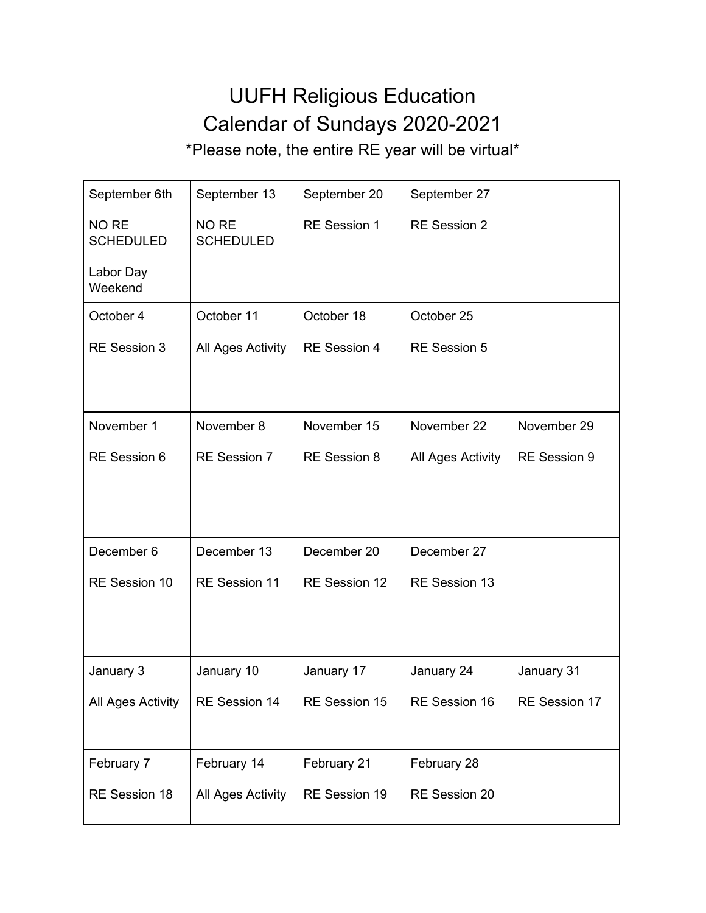# UUFH Religious Education
# Calendar of Sundays 2020-2021

*Please note, the entire RE year will be virtual*

| | | | | |
|---|---|---|---|---|
| September 6th<br><br>NO RE SCHEDULED<br><br>Labor Day Weekend | September 13<br><br>NO RE SCHEDULED | September 20<br><br>RE Session 1 | September 27<br><br>RE Session 2 | |
| October 4<br><br>RE Session 3 | October 11<br><br>All Ages Activity | October 18<br><br>RE Session 4 | October 25<br><br>RE Session 5 | |
| November 1<br><br>RE Session 6 | November 8<br><br>RE Session 7 | November 15<br><br>RE Session 8 | November 22<br><br>All Ages Activity | November 29<br><br>RE Session 9 |
| December 6<br><br>RE Session 10 | December 13<br><br>RE Session 11 | December 20<br><br>RE Session 12 | December 27<br><br>RE Session 13 | |
| January 3<br><br>All Ages Activity | January 10<br><br>RE Session 14 | January 17<br><br>RE Session 15 | January 24<br><br>RE Session 16 | January 31<br><br>RE Session 17 |
| February 7<br><br>RE Session 18 | February 14<br><br>All Ages Activity | February 21<br><br>RE Session 19 | February 28<br><br>RE Session 20 | |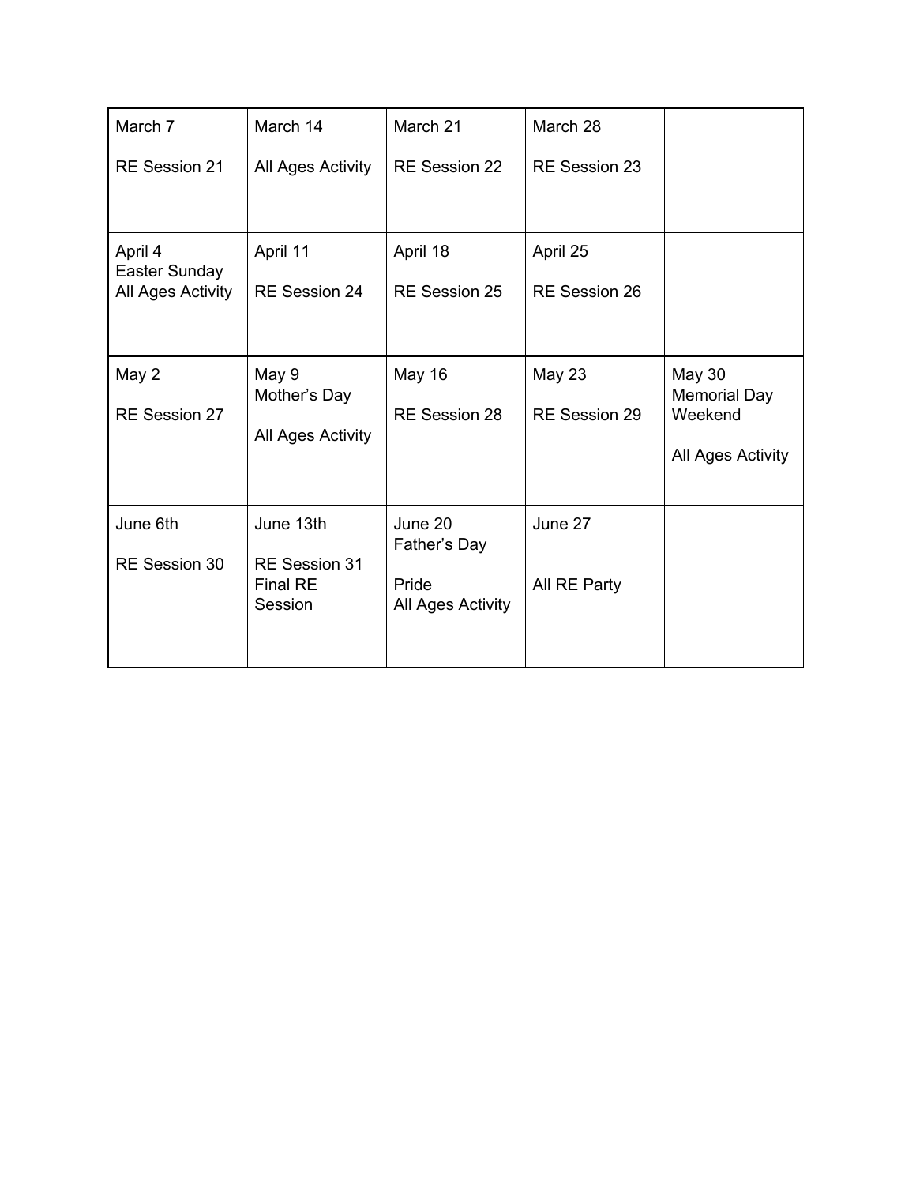| | | | | |
|---|---|---|---|---|
| March 7<br><br>RE Session 21 | March 14<br><br>All Ages Activity | March 21<br><br>RE Session 22 | March 28<br><br>RE Session 23 | |
| April 4<br>Easter Sunday<br>All Ages Activity | April 11<br><br>RE Session 24 | April 18<br><br>RE Session 25 | April 25<br><br>RE Session 26 | |
| May 2<br><br>RE Session 27 | May 9<br>Mother's Day<br><br>All Ages Activity | May 16<br><br>RE Session 28 | May 23<br><br>RE Session 29 | May 30<br>Memorial Day Weekend<br><br>All Ages Activity |
| June 6th<br><br>RE Session 30 | June 13th<br><br>RE Session 31<br>Final RE Session | June 20<br>Father's Day<br><br>Pride<br>All Ages Activity | June 27<br><br>All RE Party | |